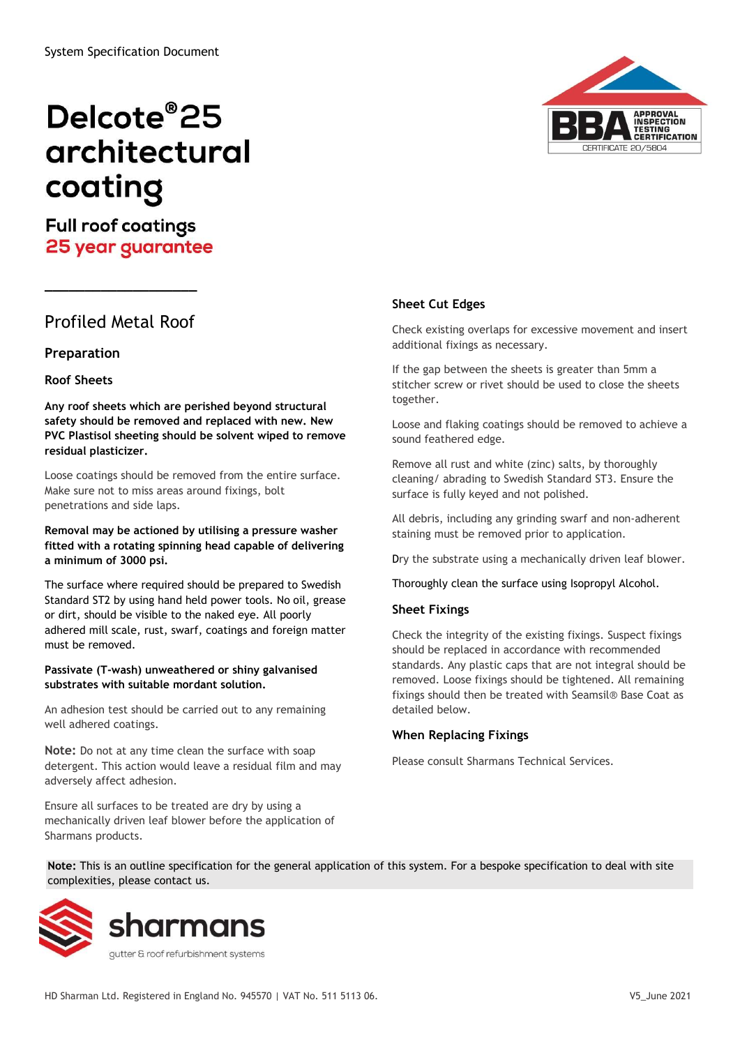System Specification Document

# Delcote®25 architectural coating

**Full roof coatings**
**25 year guarantee**

BBA APPROVAL INSPECTION TESTING CERTIFICATION
CERTIFICATE 20/5804

## Profiled Metal Roof

### Preparation

#### Roof Sheets

**Any roof sheets which are perished beyond structural safety should be removed and replaced with new. New PVC Plastisol sheeting should be solvent wiped to remove residual plasticizer.**

Loose coatings should be removed from the entire surface. Make sure not to miss areas around fixings, bolt penetrations and side laps.

**Removal may be actioned by utilising a pressure washer fitted with a rotating spinning head capable of delivering a minimum of 3000 psi.**

The surface where required should be prepared to Swedish Standard ST2 by using hand held power tools. No oil, grease or dirt, should be visible to the naked eye. All poorly adhered mill scale, rust, swarf, coatings and foreign matter must be removed.

**Passivate (T-wash) unweathered or shiny galvanised substrates with suitable mordant solution.**

An adhesion test should be carried out to any remaining well adhered coatings.

**Note:** Do not at any time clean the surface with soap detergent. This action would leave a residual film and may adversely affect adhesion.

Ensure all surfaces to be treated are dry by using a mechanically driven leaf blower before the application of Sharmans products.

#### Sheet Cut Edges

Check existing overlaps for excessive movement and insert additional fixings as necessary.

If the gap between the sheets is greater than 5mm a stitcher screw or rivet should be used to close the sheets together.

Loose and flaking coatings should be removed to achieve a sound feathered edge.

Remove all rust and white (zinc) salts, by thoroughly cleaning/ abrading to Swedish Standard ST3. Ensure the surface is fully keyed and not polished.

All debris, including any grinding swarf and non-adherent staining must be removed prior to application.

Dry the substrate using a mechanically driven leaf blower.

Thoroughly clean the surface using Isopropyl Alcohol.

#### Sheet Fixings

Check the integrity of the existing fixings. Suspect fixings should be replaced in accordance with recommended standards. Any plastic caps that are not integral should be removed. Loose fixings should be tightened. All remaining fixings should then be treated with Seamsil® Base Coat as detailed below.

#### When Replacing Fixings

Please consult Sharmans Technical Services.

**Note:** This is an outline specification for the general application of this system. For a bespoke specification to deal with site complexities, please contact us.

sharmans
gutter & roof refurbishment systems

HD Sharman Ltd. Registered in England No. 945570 | VAT No. 511 5113 06.

V5_June 2021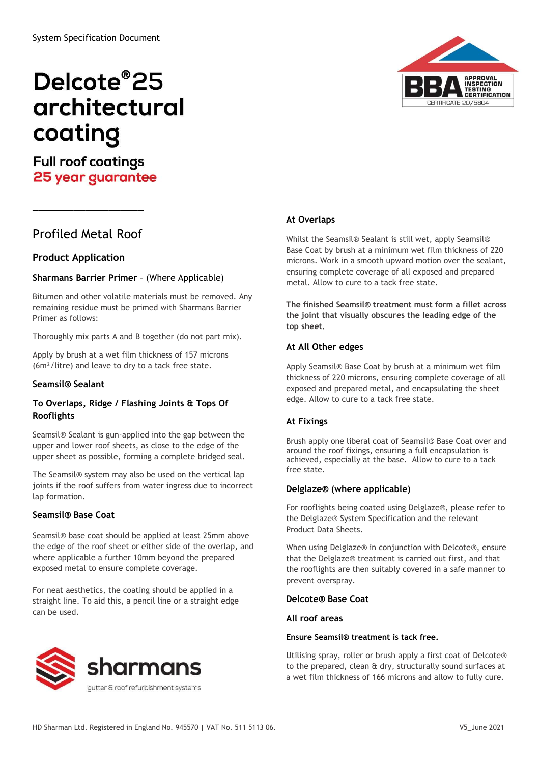System Specification Document

# Delcote®25 architectural coating

## Full roof coatings
## 25 year guarantee

## Profiled Metal Roof

### Product Application

#### Sharmans Barrier Primer – (Where Applicable)

Bitumen and other volatile materials must be removed. Any remaining residue must be primed with Sharmans Barrier Primer as follows:

Thoroughly mix parts A and B together (do not part mix).

Apply by brush at a wet film thickness of 157 microns ($6m^2$/litre) and leave to dry to a tack free state.

#### Seamsil® Sealant

#### To Overlaps, Ridge / Flashing Joints & Tops Of Rooflights

Seamsil® Sealant is gun-applied into the gap between the upper and lower roof sheets, as close to the edge of the upper sheet as possible, forming a complete bridged seal.

The Seamsil® system may also be used on the vertical lap joints if the roof suffers from water ingress due to incorrect lap formation.

#### Seamsil® Base Coat

Seamsil® base coat should be applied at least 25mm above the edge of the roof sheet or either side of the overlap, and where applicable a further 10mm beyond the prepared exposed metal to ensure complete coverage.

For neat aesthetics, the coating should be applied in a straight line. To aid this, a pencil line or a straight edge can be used.

#### At Overlaps

Whilst the Seamsil® Sealant is still wet, apply Seamsil® Base Coat by brush at a minimum wet film thickness of 220 microns. Work in a smooth upward motion over the sealant, ensuring complete coverage of all exposed and prepared metal. Allow to cure to a tack free state.

**The finished Seamsil® treatment must form a fillet across the joint that visually obscures the leading edge of the top sheet.**

#### At All Other edges

Apply Seamsil® Base Coat by brush at a minimum wet film thickness of 220 microns, ensuring complete coverage of all exposed and prepared metal, and encapsulating the sheet edge. Allow to cure to a tack free state.

#### At Fixings

Brush apply one liberal coat of Seamsil® Base Coat over and around the roof fixings, ensuring a full encapsulation is achieved, especially at the base. Allow to cure to a tack free state.

#### Delglaze® (where applicable)

For rooflights being coated using Delglaze®, please refer to the Delglaze® System Specification and the relevant Product Data Sheets.

When using Delglaze® in conjunction with Delcote®, ensure that the Delglaze® treatment is carried out first, and that the rooflights are then suitably covered in a safe manner to prevent overspray.

#### Delcote® Base Coat

#### All roof areas

**Ensure Seamsil® treatment is tack free.**

Utilising spray, roller or brush apply a first coat of Delcote® to the prepared, clean & dry, structurally sound surfaces at a wet film thickness of 166 microns and allow to fully cure.

HD Sharman Ltd. Registered in England No. 945570 | VAT No. 511 5113 06. V5_June 2021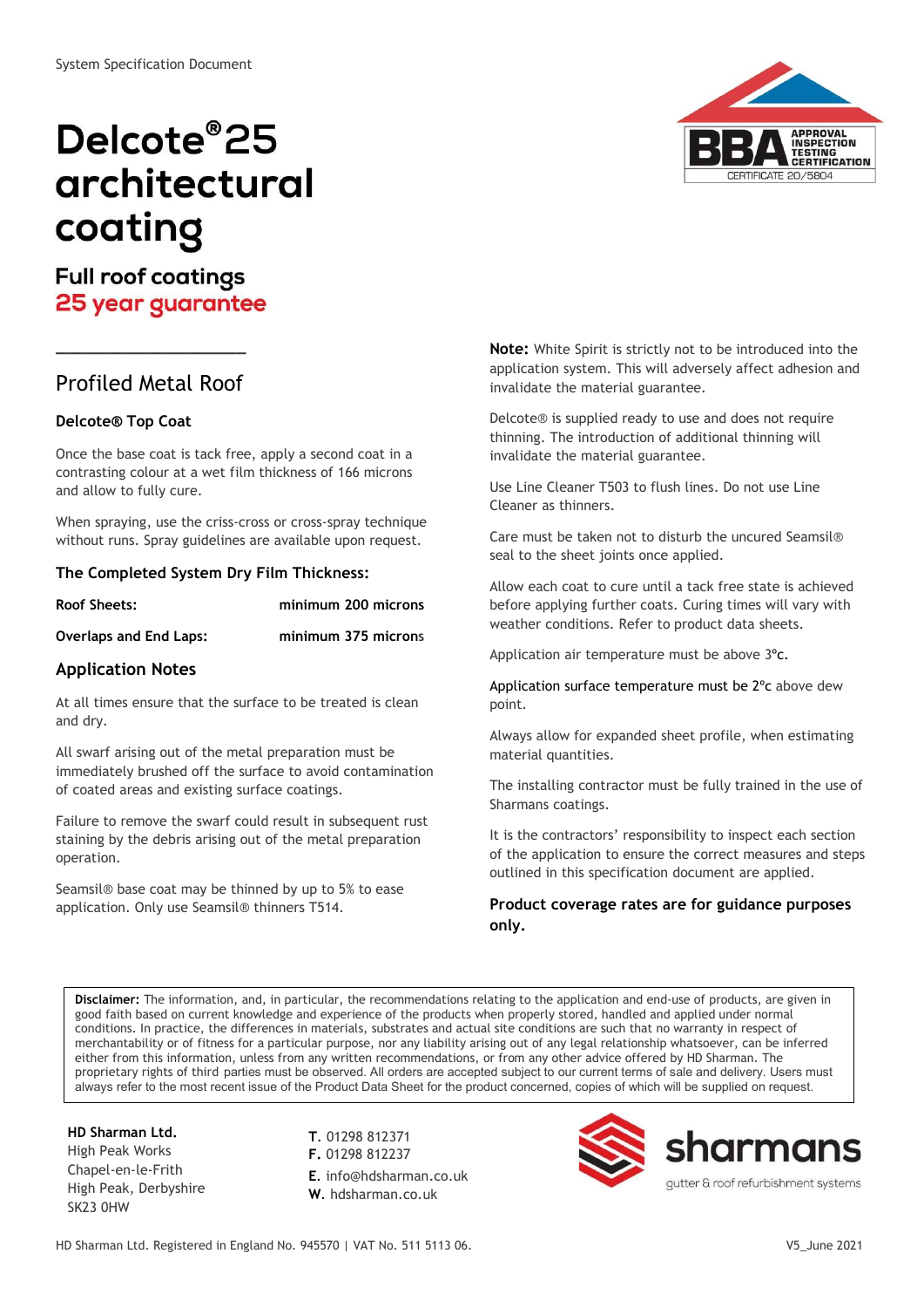# Delcote®25 architectural coating

## Full roof coatings
## 25 year guarantee

BBA APPROVAL INSPECTION TESTING CERTIFICATION
CERTIFICATE 20/5804

## Profiled Metal Roof

### Delcote® Top Coat

Once the base coat is tack free, apply a second coat in a contrasting colour at a wet film thickness of 166 microns and allow to fully cure.

When spraying, use the criss-cross or cross-spray technique without runs. Spray guidelines are available upon request.

### The Completed System Dry Film Thickness:

| | |
|---|---|
| **Roof Sheets:** | **minimum 200 microns** |
| **Overlaps and End Laps:** | **minimum 375 microns** |

### Application Notes

At all times ensure that the surface to be treated is clean and dry.

All swarf arising out of the metal preparation must be immediately brushed off the surface to avoid contamination of coated areas and existing surface coatings.

Failure to remove the swarf could result in subsequent rust staining by the debris arising out of the metal preparation operation.

Seamsil® base coat may be thinned by up to 5% to ease application. Only use Seamsil® thinners T514.

**Note:** White Spirit is strictly not to be introduced into the application system. This will adversely affect adhesion and invalidate the material guarantee.

Delcote® is supplied ready to use and does not require thinning. The introduction of additional thinning will invalidate the material guarantee.

Use Line Cleaner T503 to flush lines. Do not use Line Cleaner as thinners.

Care must be taken not to disturb the uncured Seamsil® seal to the sheet joints once applied.

Allow each coat to cure until a tack free state is achieved before applying further coats. Curing times will vary with weather conditions. Refer to product data sheets.

Application air temperature must be above 3°c.

Application surface temperature must be 2°c above dew point.

Always allow for expanded sheet profile, when estimating material quantities.

The installing contractor must be fully trained in the use of Sharmans coatings.

It is the contractors' responsibility to inspect each section of the application to ensure the correct measures and steps outlined in this specification document are applied.

**Product coverage rates are for guidance purposes only.**

**Disclaimer:** The information, and, in particular, the recommendations relating to the application and end-use of products, are given in good faith based on current knowledge and experience of the products when properly stored, handled and applied under normal conditions. In practice, the differences in materials, substrates and actual site conditions are such that no warranty in respect of merchantability or of fitness for a particular purpose, nor any liability arising out of any legal relationship whatsoever, can be inferred either from this information, unless from any written recommendations, or from any other advice offered by HD Sharman. The proprietary rights of third parties must be observed. All orders are accepted subject to our current terms of sale and delivery. Users must always refer to the most recent issue of the Product Data Sheet for the product concerned, copies of which will be supplied on request.

**HD Sharman Ltd.**
High Peak Works
Chapel-en-le-Frith
High Peak, Derbyshire
SK23 0HW

**T.** 01298 812371
**F.** 01298 812237
**E.** info@hdsharman.co.uk
**W.** hdsharman.co.uk

sharmans
gutter & roof refurbishment systems

HD Sharman Ltd. Registered in England No. 945570 | VAT No. 511 5113 06.

V5_June 2021